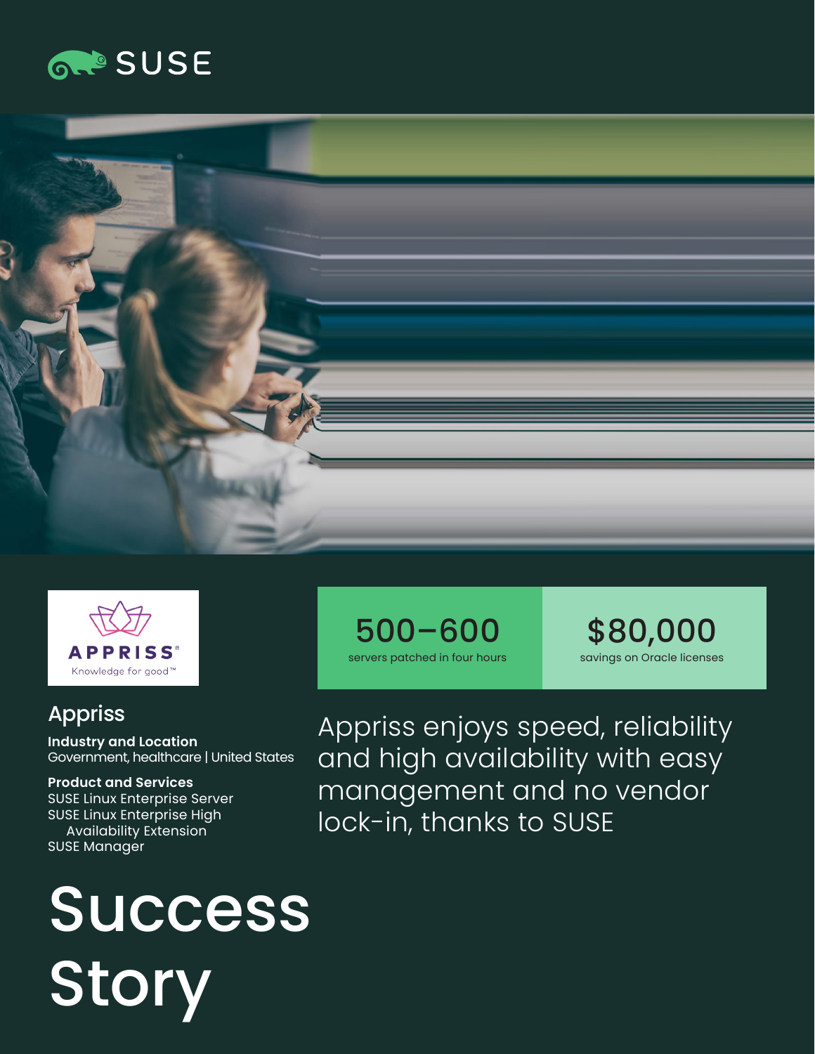SUSE

APPRISS®
Knowledge for good™

# Appriss

**Industry and Location**
Government, healthcare | United States

**Product and Services**
SUSE Linux Enterprise Server
SUSE Linux Enterprise High Availability Extension
SUSE Manager

| 500–600 | $80,000 |
| --- | --- |
| servers patched in four hours | savings on Oracle licenses |

## Appriss enjoys speed, reliability and high availability with easy management and no vendor lock-in, thanks to SUSE

# Success Story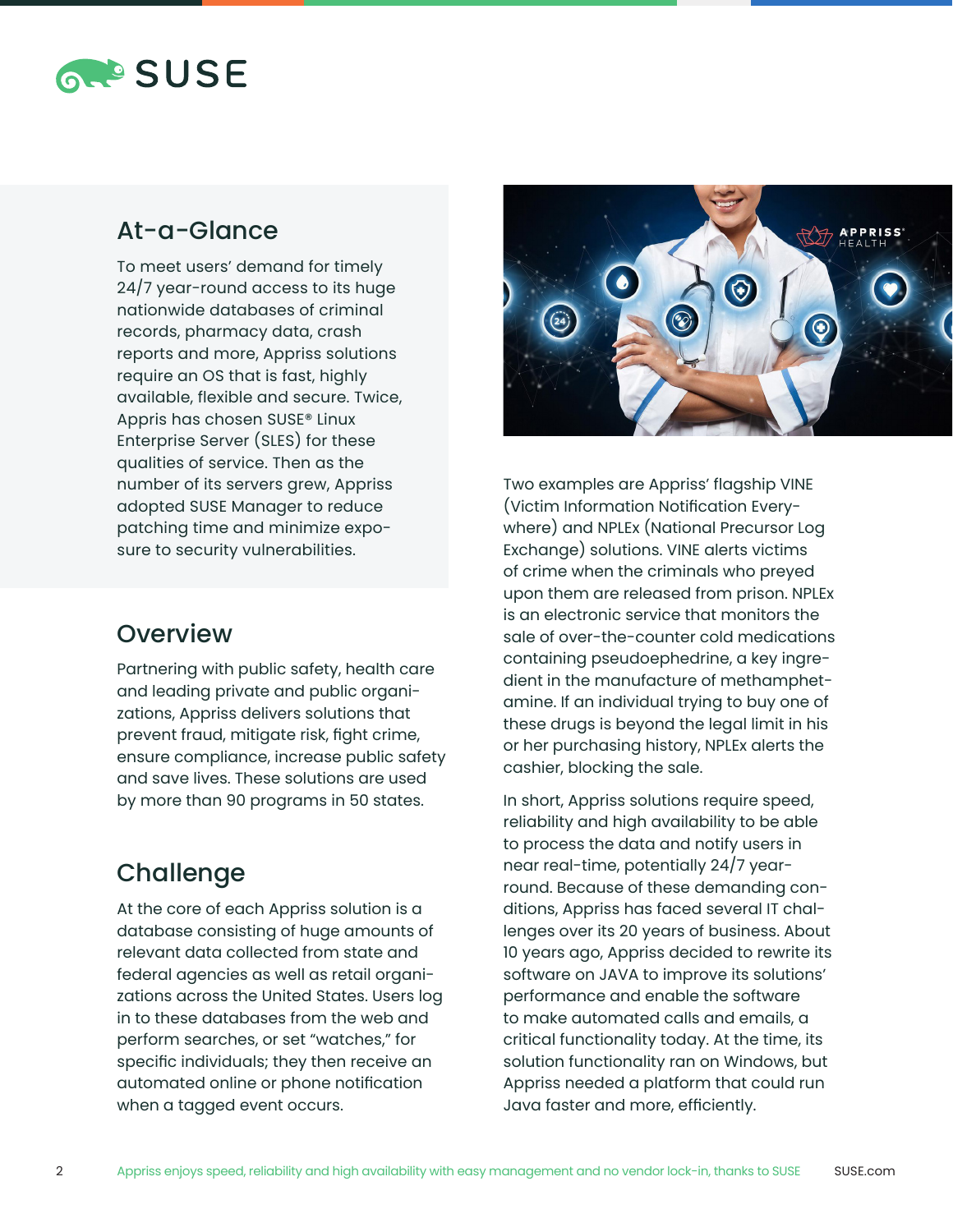## At-a-Glance

To meet users' demand for timely 24/7 year-round access to its huge nationwide databases of criminal records, pharmacy data, crash reports and more, Appriss solutions require an OS that is fast, highly available, flexible and secure. Twice, Appris has chosen SUSE® Linux Enterprise Server (SLES) for these qualities of service. Then as the number of its servers grew, Appriss adopted SUSE Manager to reduce patching time and minimize exposure to security vulnerabilities.

## Overview

Partnering with public safety, health care and leading private and public organizations, Appriss delivers solutions that prevent fraud, mitigate risk, fight crime, ensure compliance, increase public safety and save lives. These solutions are used by more than 90 programs in 50 states.

## Challenge

At the core of each Appriss solution is a database consisting of huge amounts of relevant data collected from state and federal agencies as well as retail organizations across the United States. Users log in to these databases from the web and perform searches, or set "watches," for specific individuals; they then receive an automated online or phone notification when a tagged event occurs.

Two examples are Appriss' flagship VINE (Victim Information Notification Everywhere) and NPLEx (National Precursor Log Exchange) solutions. VINE alerts victims of crime when the criminals who preyed upon them are released from prison. NPLEx is an electronic service that monitors the sale of over-the-counter cold medications containing pseudoephedrine, a key ingredient in the manufacture of methamphetamine. If an individual trying to buy one of these drugs is beyond the legal limit in his or her purchasing history, NPLEx alerts the cashier, blocking the sale.

In short, Appriss solutions require speed, reliability and high availability to be able to process the data and notify users in near real-time, potentially 24/7 year-round. Because of these demanding conditions, Appriss has faced several IT challenges over its 20 years of business. About 10 years ago, Appriss decided to rewrite its software on JAVA to improve its solutions' performance and enable the software to make automated calls and emails, a critical functionality today. At the time, its solution functionality ran on Windows, but Appriss needed a platform that could run Java faster and more, efficiently.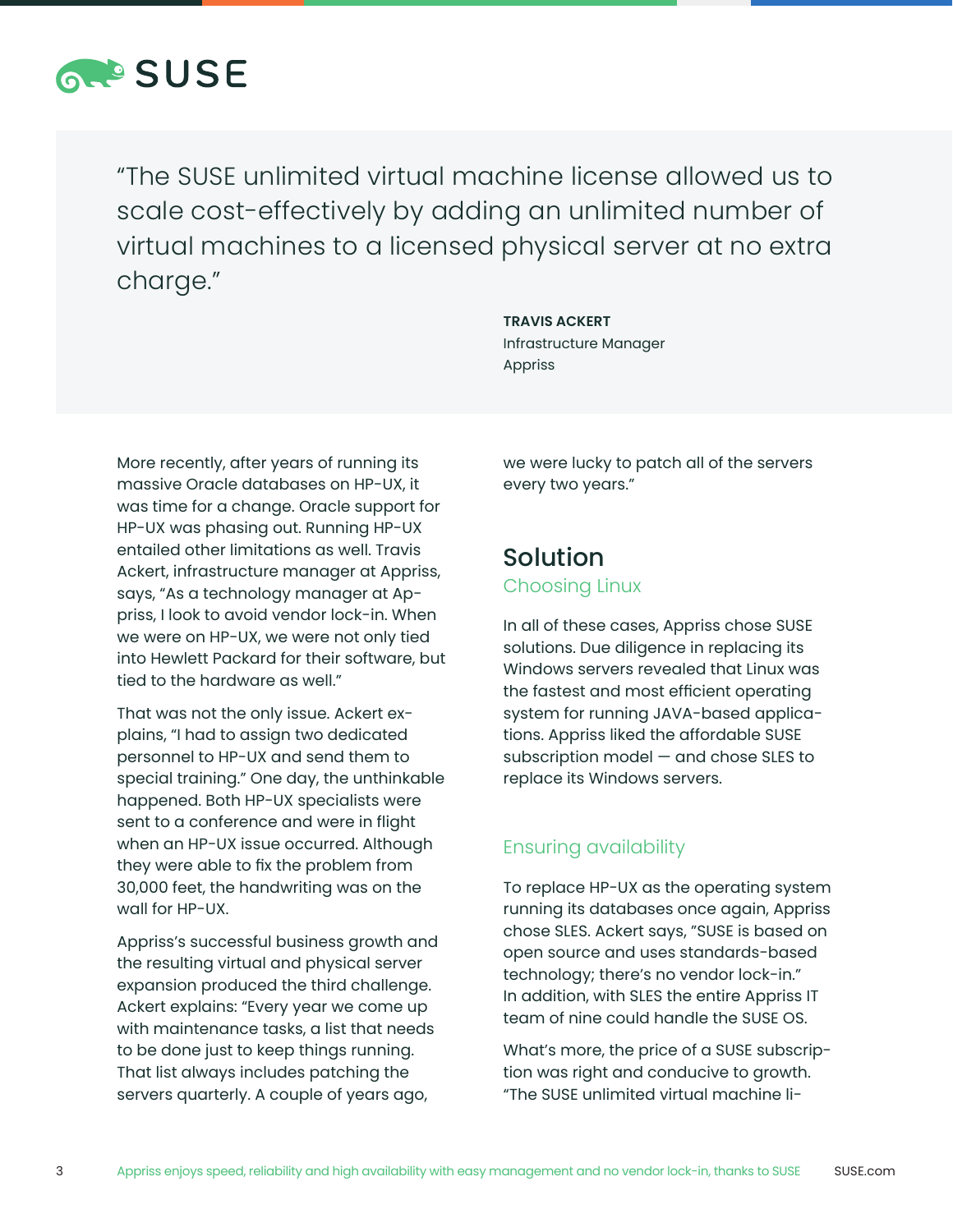> "The SUSE unlimited virtual machine license allowed us to scale cost-effectively by adding an unlimited number of virtual machines to a licensed physical server at no extra charge."
>
> **TRAVIS ACKERT**
> Infrastructure Manager
> Appriss

More recently, after years of running its massive Oracle databases on HP-UX, it was time for a change. Oracle support for HP-UX was phasing out. Running HP-UX entailed other limitations as well. Travis Ackert, infrastructure manager at Appriss, says, "As a technology manager at Appriss, I look to avoid vendor lock-in. When we were on HP-UX, we were not only tied into Hewlett Packard for their software, but tied to the hardware as well."

That was not the only issue. Ackert explains, "I had to assign two dedicated personnel to HP-UX and send them to special training." One day, the unthinkable happened. Both HP-UX specialists were sent to a conference and were in flight when an HP-UX issue occurred. Although they were able to fix the problem from 30,000 feet, the handwriting was on the wall for HP-UX.

Appriss's successful business growth and the resulting virtual and physical server expansion produced the third challenge. Ackert explains: "Every year we come up with maintenance tasks, a list that needs to be done just to keep things running. That list always includes patching the servers quarterly. A couple of years ago, we were lucky to patch all of the servers every two years."

## Solution

### Choosing Linux

In all of these cases, Appriss chose SUSE solutions. Due diligence in replacing its Windows servers revealed that Linux was the fastest and most efficient operating system for running JAVA-based applications. Appriss liked the affordable SUSE subscription model — and chose SLES to replace its Windows servers.

### Ensuring availability

To replace HP-UX as the operating system running its databases once again, Appriss chose SLES. Ackert says, "SUSE is based on open source and uses standards-based technology; there's no vendor lock-in." In addition, with SLES the entire Appriss IT team of nine could handle the SUSE OS.

What's more, the price of a SUSE subscription was right and conducive to growth. "The SUSE unlimited virtual machine li-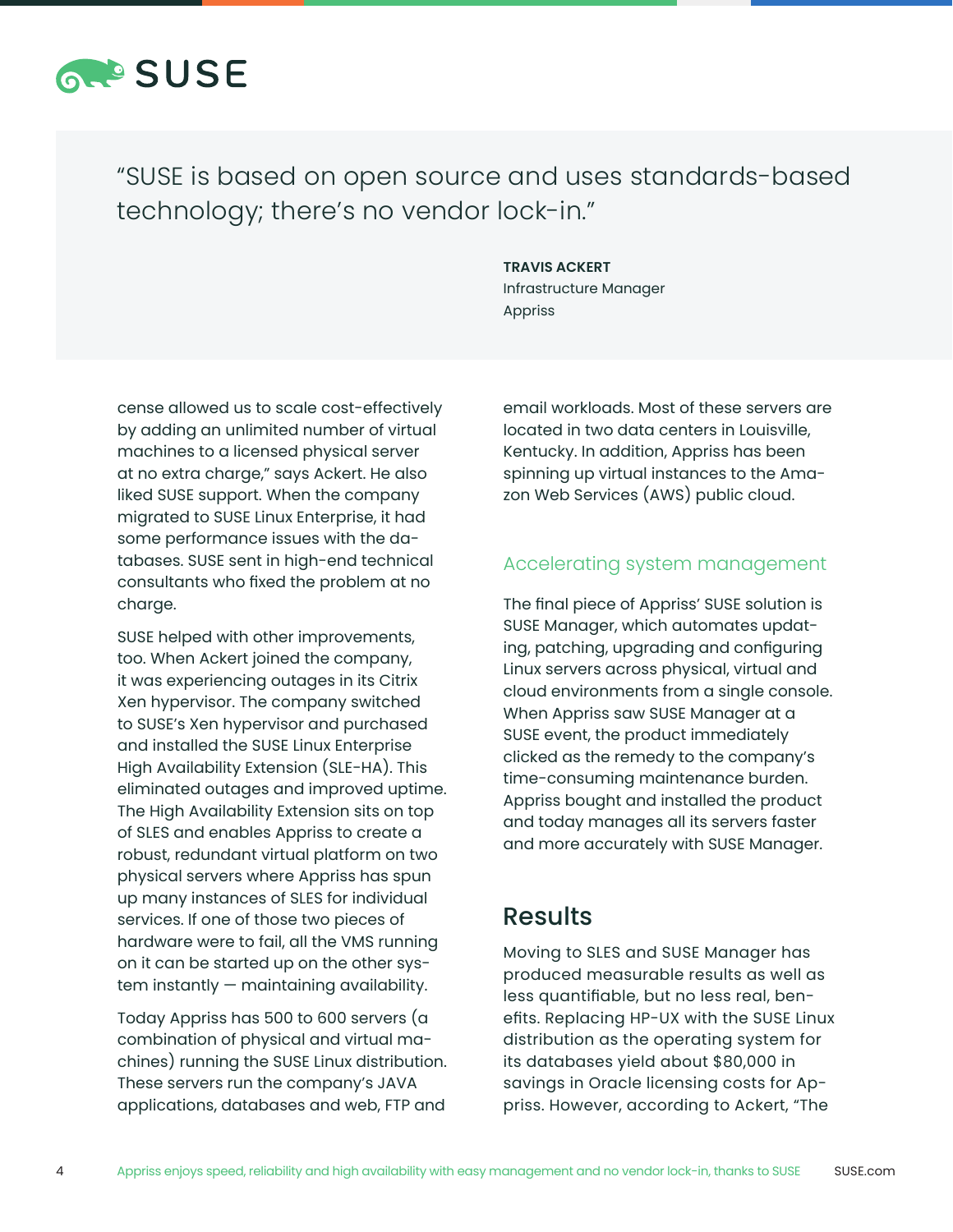> "SUSE is based on open source and uses standards-based technology; there's no vendor lock-in."
>
> **TRAVIS ACKERT**
> Infrastructure Manager
> Appriss

cense allowed us to scale cost-effectively by adding an unlimited number of virtual machines to a licensed physical server at no extra charge," says Ackert. He also liked SUSE support. When the company migrated to SUSE Linux Enterprise, it had some performance issues with the databases. SUSE sent in high-end technical consultants who fixed the problem at no charge.

SUSE helped with other improvements, too. When Ackert joined the company, it was experiencing outages in its Citrix Xen hypervisor. The company switched to SUSE's Xen hypervisor and purchased and installed the SUSE Linux Enterprise High Availability Extension (SLE-HA). This eliminated outages and improved uptime. The High Availability Extension sits on top of SLES and enables Appriss to create a robust, redundant virtual platform on two physical servers where Appriss has spun up many instances of SLES for individual services. If one of those two pieces of hardware were to fail, all the VMS running on it can be started up on the other system instantly — maintaining availability.

Today Appriss has 500 to 600 servers (a combination of physical and virtual machines) running the SUSE Linux distribution. These servers run the company's JAVA applications, databases and web, FTP and email workloads. Most of these servers are located in two data centers in Louisville, Kentucky. In addition, Appriss has been spinning up virtual instances to the Amazon Web Services (AWS) public cloud.

### Accelerating system management

The final piece of Appriss' SUSE solution is SUSE Manager, which automates updating, patching, upgrading and configuring Linux servers across physical, virtual and cloud environments from a single console. When Appriss saw SUSE Manager at a SUSE event, the product immediately clicked as the remedy to the company's time-consuming maintenance burden. Appriss bought and installed the product and today manages all its servers faster and more accurately with SUSE Manager.

## Results

Moving to SLES and SUSE Manager has produced measurable results as well as less quantifiable, but no less real, benefits. Replacing HP-UX with the SUSE Linux distribution as the operating system for its databases yield about $80,000 in savings in Oracle licensing costs for Appriss. However, according to Ackert, "The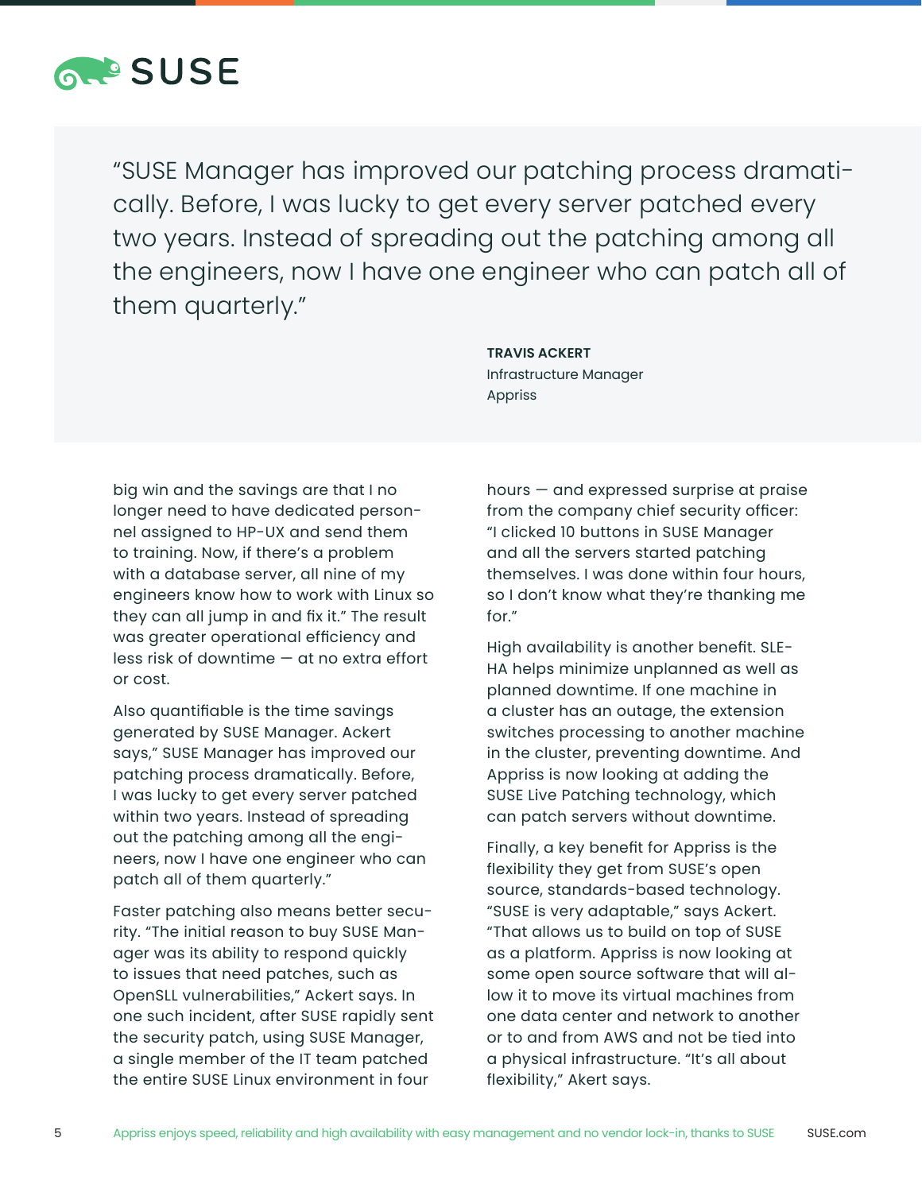> "SUSE Manager has improved our patching process dramatically. Before, I was lucky to get every server patched every two years. Instead of spreading out the patching among all the engineers, now I have one engineer who can patch all of them quarterly."
>
> **TRAVIS ACKERT**
> Infrastructure Manager
> Appriss

big win and the savings are that I no longer need to have dedicated personnel assigned to HP-UX and send them to training. Now, if there's a problem with a database server, all nine of my engineers know how to work with Linux so they can all jump in and fix it." The result was greater operational efficiency and less risk of downtime — at no extra effort or cost.

Also quantifiable is the time savings generated by SUSE Manager. Ackert says," SUSE Manager has improved our patching process dramatically. Before, I was lucky to get every server patched within two years. Instead of spreading out the patching among all the engineers, now I have one engineer who can patch all of them quarterly."

Faster patching also means better security. "The initial reason to buy SUSE Manager was its ability to respond quickly to issues that need patches, such as OpenSLL vulnerabilities," Ackert says. In one such incident, after SUSE rapidly sent the security patch, using SUSE Manager, a single member of the IT team patched the entire SUSE Linux environment in four hours — and expressed surprise at praise from the company chief security officer: "I clicked 10 buttons in SUSE Manager and all the servers started patching themselves. I was done within four hours, so I don't know what they're thanking me for."

High availability is another benefit. SLE-HA helps minimize unplanned as well as planned downtime. If one machine in a cluster has an outage, the extension switches processing to another machine in the cluster, preventing downtime. And Appriss is now looking at adding the SUSE Live Patching technology, which can patch servers without downtime.

Finally, a key benefit for Appriss is the flexibility they get from SUSE's open source, standards-based technology. "SUSE is very adaptable," says Ackert. "That allows us to build on top of SUSE as a platform. Appriss is now looking at some open source software that will allow it to move its virtual machines from one data center and network to another or to and from AWS and not be tied into a physical infrastructure. "It's all about flexibility," Akert says.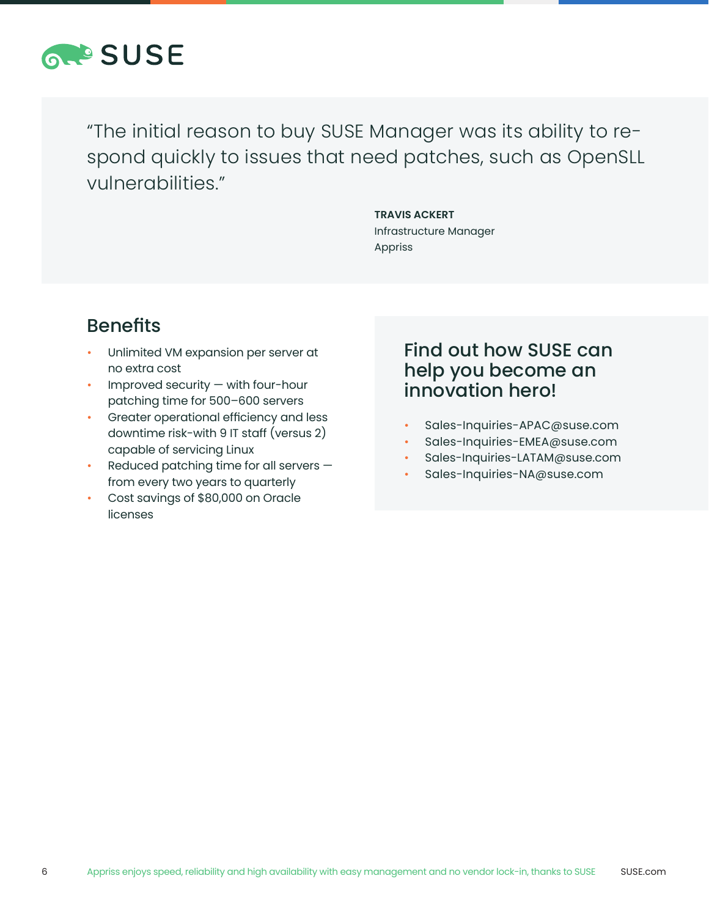"The initial reason to buy SUSE Manager was its ability to respond quickly to issues that need patches, such as OpenSLL vulnerabilities."

**TRAVIS ACKERT**
Infrastructure Manager
Appriss

## Benefits

- Unlimited VM expansion per server at no extra cost
- Improved security — with four-hour patching time for 500–600 servers
- Greater operational efficiency and less downtime risk-with 9 IT staff (versus 2) capable of servicing Linux
- Reduced patching time for all servers — from every two years to quarterly
- Cost savings of $80,000 on Oracle licenses

## Find out how SUSE can help you become an innovation hero!

- Sales-Inquiries-APAC@suse.com
- Sales-Inquiries-EMEA@suse.com
- Sales-Inquiries-LATAM@suse.com
- Sales-Inquiries-NA@suse.com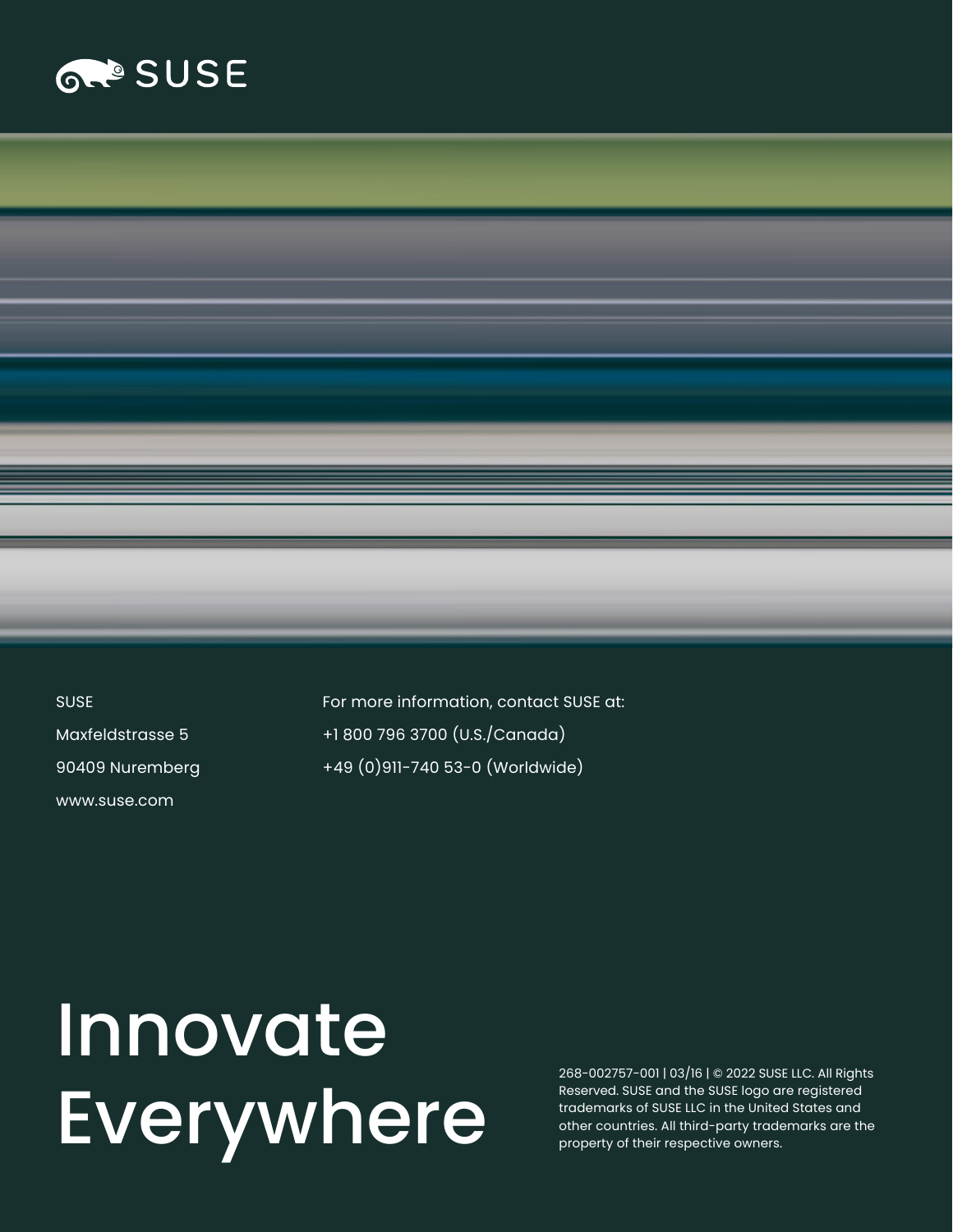SUSE

SUSE
Maxfeldstrasse 5
90409 Nuremberg
www.suse.com

For more information, contact SUSE at:
+1 800 796 3700 (U.S./Canada)
+49 (0)911-740 53-0 (Worldwide)

# Innovate Everywhere

268-002757-001 | 03/16 | © 2022 SUSE LLC. All Rights Reserved. SUSE and the SUSE logo are registered trademarks of SUSE LLC in the United States and other countries. All third-party trademarks are the property of their respective owners.